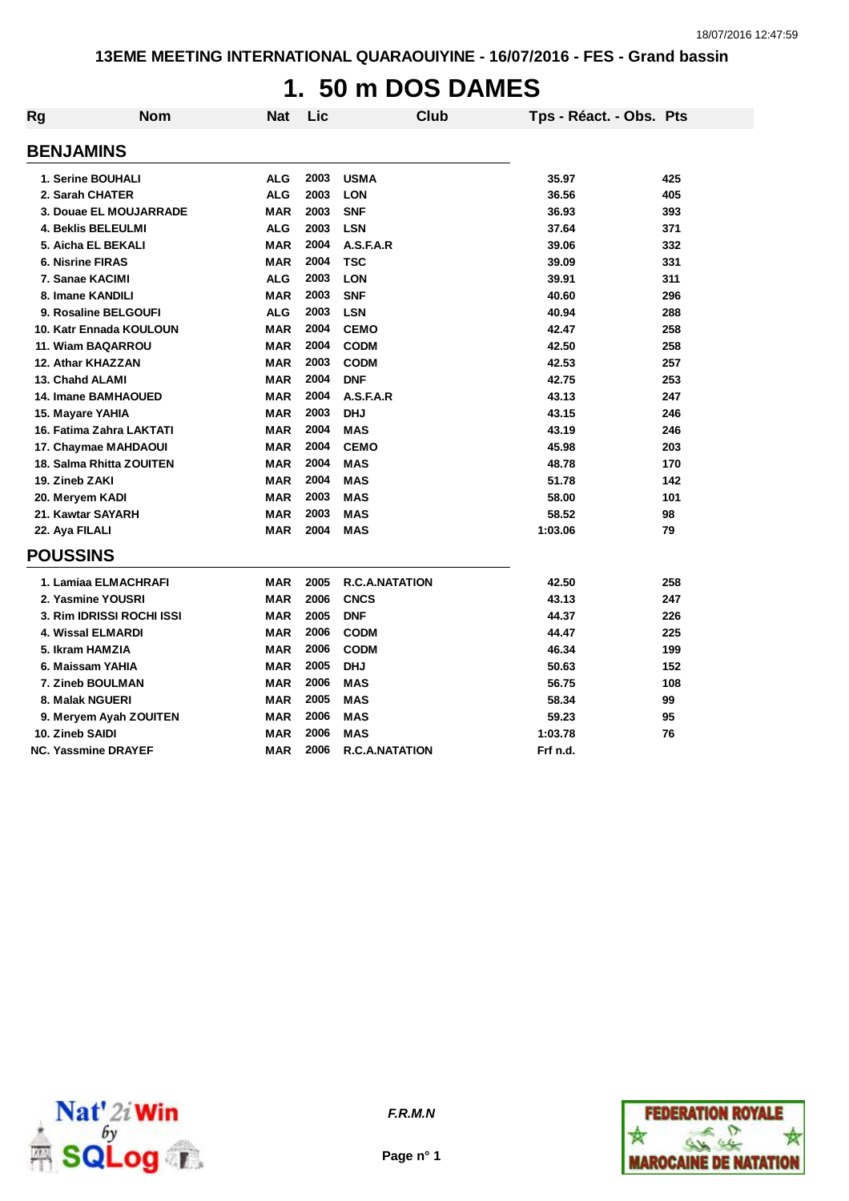13EME MEETING INTERNATIONAL QUARAOUIYINE - 16/07/2016 - FES - Grand bassin

# 1. 50 m DOS DAMES

| Rg | Nom | Nat | Lic | Club | Tps - Réact. - Obs. | Pts |
|---|---|---|---|---|---|---|
| **BENJAMINS** | | | | | | |
| 1. | Serine BOUHALI | ALG | 2003 | USMA | 35.97 | 425 |
| 2. | Sarah CHATER | ALG | 2003 | LON | 36.56 | 405 |
| 3. | Douae EL MOUJARRADE | MAR | 2003 | SNF | 36.93 | 393 |
| 4. | Beklis BELEULMI | ALG | 2003 | LSN | 37.64 | 371 |
| 5. | Aicha EL BEKALI | MAR | 2004 | A.S.F.A.R | 39.06 | 332 |
| 6. | Nisrine FIRAS | MAR | 2004 | TSC | 39.09 | 331 |
| 7. | Sanae KACIMI | ALG | 2003 | LON | 39.91 | 311 |
| 8. | Imane KANDILI | MAR | 2003 | SNF | 40.60 | 296 |
| 9. | Rosaline BELGOUFI | ALG | 2003 | LSN | 40.94 | 288 |
| 10. | Katr Ennada KOULOUN | MAR | 2004 | CEMO | 42.47 | 258 |
| 11. | Wiam BAQARROU | MAR | 2004 | CODM | 42.50 | 258 |
| 12. | Athar KHAZZAN | MAR | 2003 | CODM | 42.53 | 257 |
| 13. | Chahd ALAMI | MAR | 2004 | DNF | 42.75 | 253 |
| 14. | Imane BAMHAOUED | MAR | 2004 | A.S.F.A.R | 43.13 | 247 |
| 15. | Mayare YAHIA | MAR | 2003 | DHJ | 43.15 | 246 |
| 16. | Fatima Zahra LAKTATI | MAR | 2004 | MAS | 43.19 | 246 |
| 17. | Chaymae MAHDAOUI | MAR | 2004 | CEMO | 45.98 | 203 |
| 18. | Salma Rhitta ZOUITEN | MAR | 2004 | MAS | 48.78 | 170 |
| 19. | Zineb ZAKI | MAR | 2004 | MAS | 51.78 | 142 |
| 20. | Meryem KADI | MAR | 2003 | MAS | 58.00 | 101 |
| 21. | Kawtar SAYARH | MAR | 2003 | MAS | 58.52 | 98 |
| 22. | Aya FILALI | MAR | 2004 | MAS | 1:03.06 | 79 |
| **POUSSINS** | | | | | | |
| 1. | Lamiaa ELMACHRAFI | MAR | 2005 | R.C.A.NATATION | 42.50 | 258 |
| 2. | Yasmine YOUSRI | MAR | 2006 | CNCS | 43.13 | 247 |
| 3. | Rim IDRISSI ROCHI ISSI | MAR | 2005 | DNF | 44.37 | 226 |
| 4. | Wissal ELMARDI | MAR | 2006 | CODM | 44.47 | 225 |
| 5. | Ikram HAMZIA | MAR | 2006 | CODM | 46.34 | 199 |
| 6. | Maissam YAHIA | MAR | 2005 | DHJ | 50.63 | 152 |
| 7. | Zineb BOULMAN | MAR | 2006 | MAS | 56.75 | 108 |
| 8. | Malak NGUERI | MAR | 2005 | MAS | 58.34 | 99 |
| 9. | Meryem Ayah ZOUITEN | MAR | 2006 | MAS | 59.23 | 95 |
| 10. | Zineb SAIDI | MAR | 2006 | MAS | 1:03.78 | 76 |
| NC. | Yassmine DRAYEF | MAR | 2006 | R.C.A.NATATION | Frf n.d. | |

F.R.M.N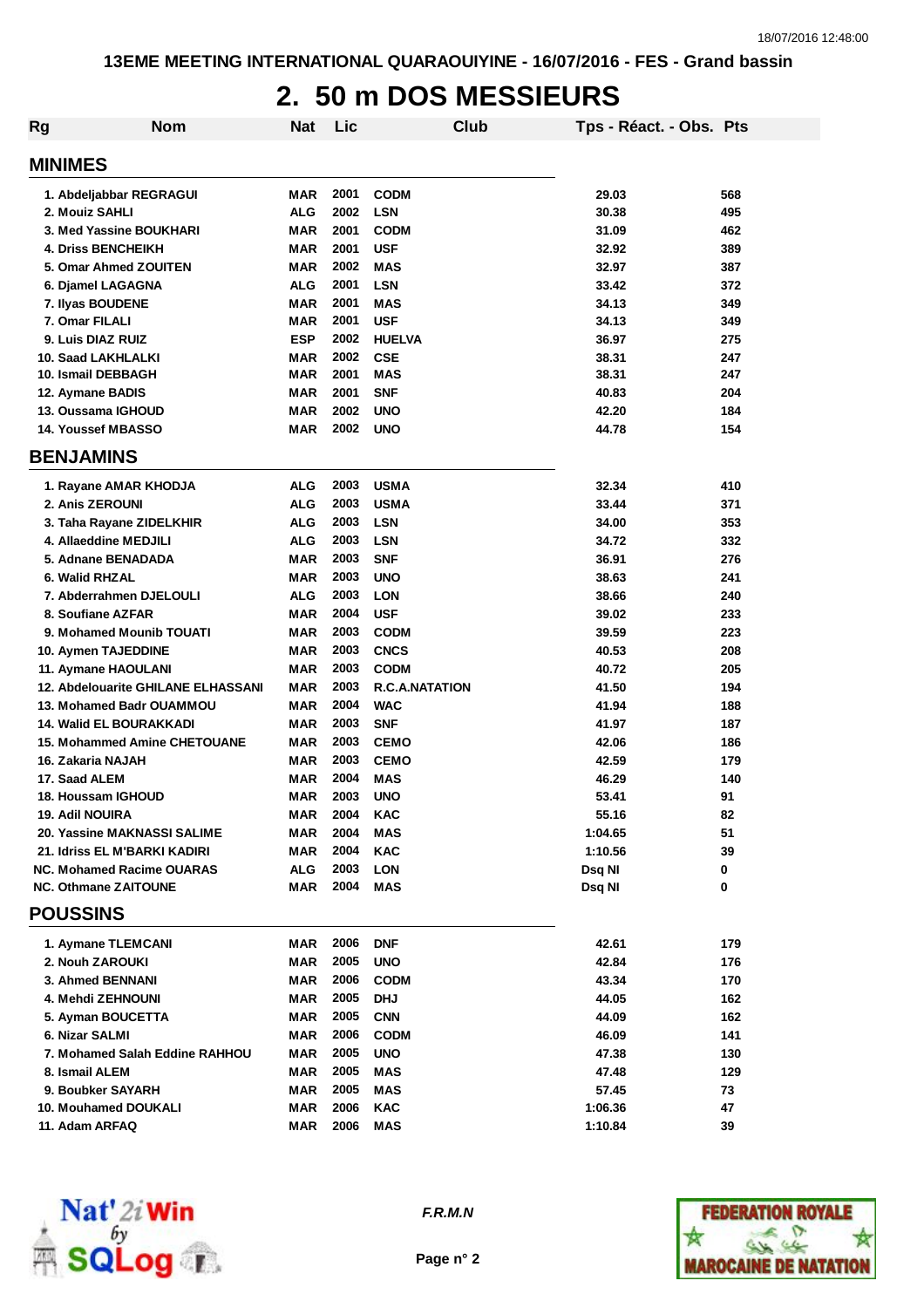13EME MEETING INTERNATIONAL QUARAOUIYINE - 16/07/2016 - FES - Grand bassin

# 2. 50 m DOS MESSIEURS

| Rg | Nom | Nat | Lic | Club | Tps - Réact. - Obs. | Pts |
|---|---|---|---|---|---|---|
| **MINIMES** | | | | | | |
| 1. | Abdeljabbar REGRAGUI | MAR | 2001 | CODM | 29.03 | 568 |
| 2. | Mouiz SAHLI | ALG | 2002 | LSN | 30.38 | 495 |
| 3. | Med Yassine BOUKHARI | MAR | 2001 | CODM | 31.09 | 462 |
| 4. | Driss BENCHEIKH | MAR | 2001 | USF | 32.92 | 389 |
| 5. | Omar Ahmed ZOUITEN | MAR | 2002 | MAS | 32.97 | 387 |
| 6. | Djamel LAGAGNA | ALG | 2001 | LSN | 33.42 | 372 |
| 7. | Ilyas BOUDENE | MAR | 2001 | MAS | 34.13 | 349 |
| 7. | Omar FILALI | MAR | 2001 | USF | 34.13 | 349 |
| 9. | Luis DIAZ RUIZ | ESP | 2002 | HUELVA | 36.97 | 275 |
| 10. | Saad LAKHLALKI | MAR | 2002 | CSE | 38.31 | 247 |
| 10. | Ismail DEBBAGH | MAR | 2001 | MAS | 38.31 | 247 |
| 12. | Aymane BADIS | MAR | 2001 | SNF | 40.83 | 204 |
| 13. | Oussama IGHOUD | MAR | 2002 | UNO | 42.20 | 184 |
| 14. | Youssef MBASSO | MAR | 2002 | UNO | 44.78 | 154 |
| **BENJAMINS** | | | | | | |
| 1. | Rayane AMAR KHODJA | ALG | 2003 | USMA | 32.34 | 410 |
| 2. | Anis ZEROUNI | ALG | 2003 | USMA | 33.44 | 371 |
| 3. | Taha Rayane ZIDELKHIR | ALG | 2003 | LSN | 34.00 | 353 |
| 4. | Allaeddine MEDJILI | ALG | 2003 | LSN | 34.72 | 332 |
| 5. | Adnane BENADADA | MAR | 2003 | SNF | 36.91 | 276 |
| 6. | Walid RHZAL | MAR | 2003 | UNO | 38.63 | 241 |
| 7. | Abderrahmen DJELOULI | ALG | 2003 | LON | 38.66 | 240 |
| 8. | Soufiane AZFAR | MAR | 2004 | USF | 39.02 | 233 |
| 9. | Mohamed Mounib TOUATI | MAR | 2003 | CODM | 39.59 | 223 |
| 10. | Aymen TAJEDDINE | MAR | 2003 | CNCS | 40.53 | 208 |
| 11. | Aymane HAOULANI | MAR | 2003 | CODM | 40.72 | 205 |
| 12. | Abdelouarite GHILANE ELHASSANI | MAR | 2003 | R.C.A.NATATION | 41.50 | 194 |
| 13. | Mohamed Badr OUAMMOU | MAR | 2004 | WAC | 41.94 | 188 |
| 14. | Walid EL BOURAKKADI | MAR | 2003 | SNF | 41.97 | 187 |
| 15. | Mohammed Amine CHETOUANE | MAR | 2003 | CEMO | 42.06 | 186 |
| 16. | Zakaria NAJAH | MAR | 2003 | CEMO | 42.59 | 179 |
| 17. | Saad ALEM | MAR | 2004 | MAS | 46.29 | 140 |
| 18. | Houssam IGHOUD | MAR | 2003 | UNO | 53.41 | 91 |
| 19. | Adil NOUIRA | MAR | 2004 | KAC | 55.16 | 82 |
| 20. | Yassine MAKNASSI SALIME | MAR | 2004 | MAS | 1:04.65 | 51 |
| 21. | Idriss EL M'BARKI KADIRI | MAR | 2004 | KAC | 1:10.56 | 39 |
| NC. | Mohamed Racime OUARAS | ALG | 2003 | LON | Dsq NI | 0 |
| NC. | Othmane ZAITOUNE | MAR | 2004 | MAS | Dsq NI | 0 |
| **POUSSINS** | | | | | | |
| 1. | Aymane TLEMCANI | MAR | 2006 | DNF | 42.61 | 179 |
| 2. | Nouh ZAROUKI | MAR | 2005 | UNO | 42.84 | 176 |
| 3. | Ahmed BENNANI | MAR | 2006 | CODM | 43.34 | 170 |
| 4. | Mehdi ZEHNOUNI | MAR | 2005 | DHJ | 44.05 | 162 |
| 5. | Ayman BOUCETTA | MAR | 2005 | CNN | 44.09 | 162 |
| 6. | Nizar SALMI | MAR | 2006 | CODM | 46.09 | 141 |
| 7. | Mohamed Salah Eddine RAHHOU | MAR | 2005 | UNO | 47.38 | 130 |
| 8. | Ismail ALEM | MAR | 2005 | MAS | 47.48 | 129 |
| 9. | Boubker SAYARH | MAR | 2005 | MAS | 57.45 | 73 |
| 10. | Mouhamed DOUKALI | MAR | 2006 | KAC | 1:06.36 | 47 |
| 11. | Adam ARFAQ | MAR | 2006 | MAS | 1:10.84 | 39 |

*F.R.M.N*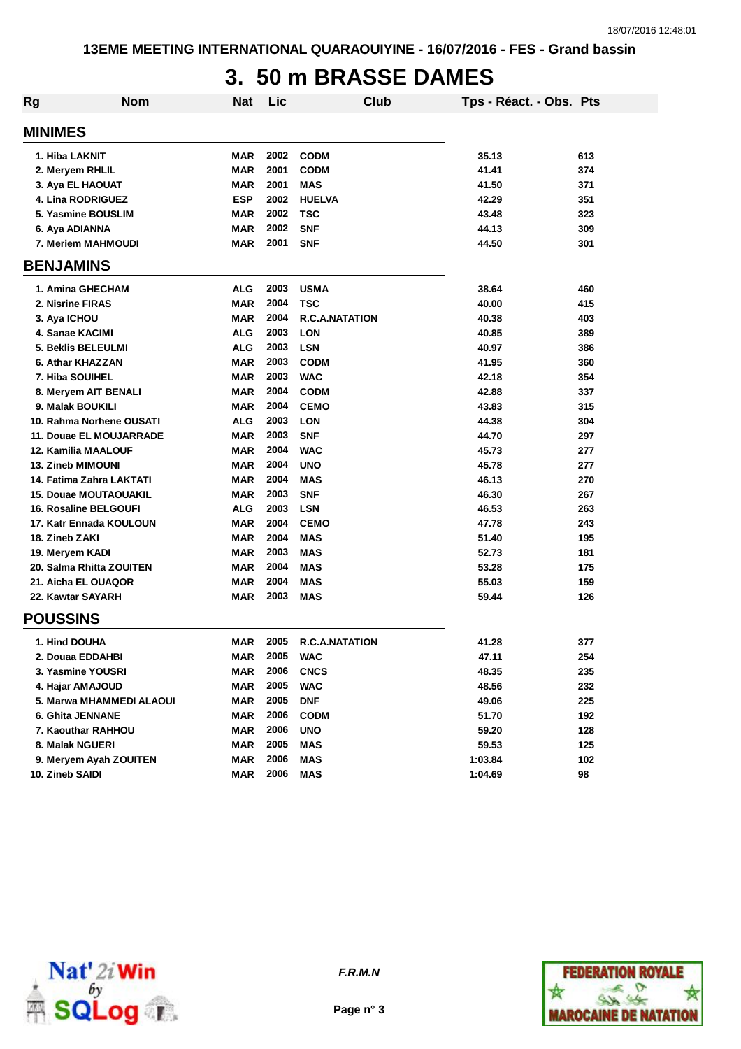13EME MEETING INTERNATIONAL QUARAOUIYINE - 16/07/2016 - FES - Grand bassin

# 3. 50 m BRASSE DAMES

| Rg | Nom | Nat | Lic | Club | Tps - Réact. - Obs. | Pts |
|---|---|---|---|---|---|---|
| **MINIMES** | | | | | | |
| 1. | Hiba LAKNIT | MAR | 2002 | CODM | 35.13 | 613 |
| 2. | Meryem RHLIL | MAR | 2001 | CODM | 41.41 | 374 |
| 3. | Aya EL HAOUAT | MAR | 2001 | MAS | 41.50 | 371 |
| 4. | Lina RODRIGUEZ | ESP | 2002 | HUELVA | 42.29 | 351 |
| 5. | Yasmine BOUSLIM | MAR | 2002 | TSC | 43.48 | 323 |
| 6. | Aya ADIANNA | MAR | 2002 | SNF | 44.13 | 309 |
| 7. | Meriem MAHMOUDI | MAR | 2001 | SNF | 44.50 | 301 |
| **BENJAMINS** | | | | | | |
| 1. | Amina GHECHAM | ALG | 2003 | USMA | 38.64 | 460 |
| 2. | Nisrine FIRAS | MAR | 2004 | TSC | 40.00 | 415 |
| 3. | Aya ICHOU | MAR | 2004 | R.C.A.NATATION | 40.38 | 403 |
| 4. | Sanae KACIMI | ALG | 2003 | LON | 40.85 | 389 |
| 5. | Beklis BELEULMI | ALG | 2003 | LSN | 40.97 | 386 |
| 6. | Athar KHAZZAN | MAR | 2003 | CODM | 41.95 | 360 |
| 7. | Hiba SOUIHEL | MAR | 2003 | WAC | 42.18 | 354 |
| 8. | Meryem AIT BENALI | MAR | 2004 | CODM | 42.88 | 337 |
| 9. | Malak BOUKILI | MAR | 2004 | CEMO | 43.83 | 315 |
| 10. | Rahma Norhene OUSATI | ALG | 2003 | LON | 44.38 | 304 |
| 11. | Douae EL MOUJARRADE | MAR | 2003 | SNF | 44.70 | 297 |
| 12. | Kamilia MAALOUF | MAR | 2004 | WAC | 45.73 | 277 |
| 13. | Zineb MIMOUNI | MAR | 2004 | UNO | 45.78 | 277 |
| 14. | Fatima Zahra LAKTATI | MAR | 2004 | MAS | 46.13 | 270 |
| 15. | Douae MOUTAOUAKIL | MAR | 2003 | SNF | 46.30 | 267 |
| 16. | Rosaline BELGOUFI | ALG | 2003 | LSN | 46.53 | 263 |
| 17. | Katr Ennada KOULOUN | MAR | 2004 | CEMO | 47.78 | 243 |
| 18. | Zineb ZAKI | MAR | 2004 | MAS | 51.40 | 195 |
| 19. | Meryem KADI | MAR | 2003 | MAS | 52.73 | 181 |
| 20. | Salma Rhitta ZOUITEN | MAR | 2004 | MAS | 53.28 | 175 |
| 21. | Aicha EL OUAQOR | MAR | 2004 | MAS | 55.03 | 159 |
| 22. | Kawtar SAYARH | MAR | 2003 | MAS | 59.44 | 126 |
| **POUSSINS** | | | | | | |
| 1. | Hind DOUHA | MAR | 2005 | R.C.A.NATATION | 41.28 | 377 |
| 2. | Douaa EDDAHBI | MAR | 2005 | WAC | 47.11 | 254 |
| 3. | Yasmine YOUSRI | MAR | 2006 | CNCS | 48.35 | 235 |
| 4. | Hajar AMAJOUD | MAR | 2005 | WAC | 48.56 | 232 |
| 5. | Marwa MHAMMEDI ALAOUI | MAR | 2005 | DNF | 49.06 | 225 |
| 6. | Ghita JENNANE | MAR | 2006 | CODM | 51.70 | 192 |
| 7. | Kaouthar RAHHOU | MAR | 2006 | UNO | 59.20 | 128 |
| 8. | Malak NGUERI | MAR | 2005 | MAS | 59.53 | 125 |
| 9. | Meryem Ayah ZOUITEN | MAR | 2006 | MAS | 1:03.84 | 102 |
| 10. | Zineb SAIDI | MAR | 2006 | MAS | 1:04.69 | 98 |

*F.R.M.N*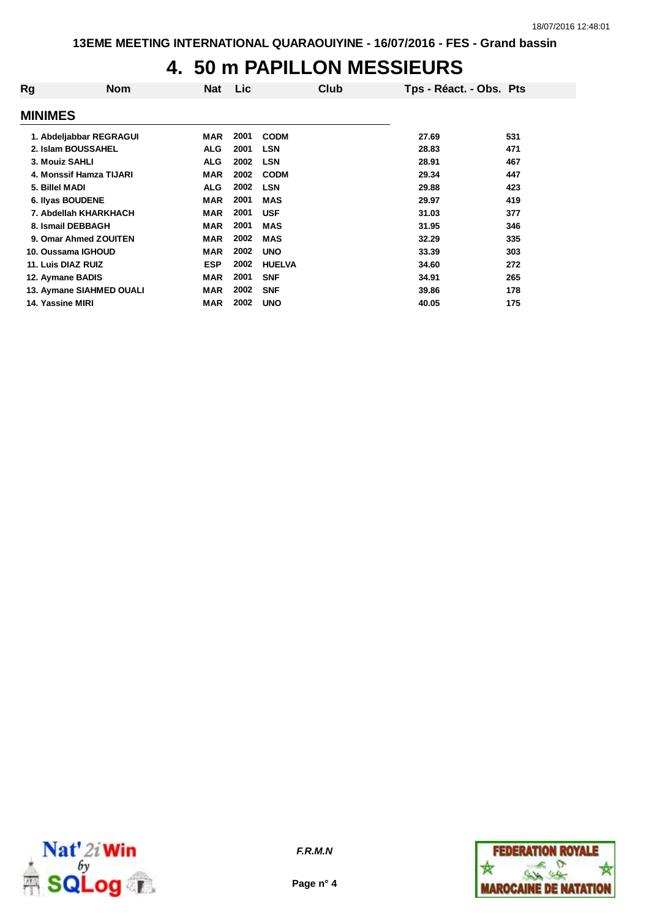# 4. 50 m PAPILLON MESSIEURS

| Rg | Nom | Nat | Lic | Club | Tps - Réact. - Obs. | Pts |
|---|---|---|---|---|---|---|
| **MINIMES** | | | | | | |
| 1. | Abdeljabbar REGRAGUI | MAR | 2001 | CODM | 27.69 | 531 |
| 2. | Islam BOUSSAHEL | ALG | 2001 | LSN | 28.83 | 471 |
| 3. | Mouiz SAHLI | ALG | 2002 | LSN | 28.91 | 467 |
| 4. | Monssif Hamza TIJARI | MAR | 2002 | CODM | 29.34 | 447 |
| 5. | Billel MADI | ALG | 2002 | LSN | 29.88 | 423 |
| 6. | Ilyas BOUDENE | MAR | 2001 | MAS | 29.97 | 419 |
| 7. | Abdellah KHARKHACH | MAR | 2001 | USF | 31.03 | 377 |
| 8. | Ismail DEBBAGH | MAR | 2001 | MAS | 31.95 | 346 |
| 9. | Omar Ahmed ZOUITEN | MAR | 2002 | MAS | 32.29 | 335 |
| 10. | Oussama IGHOUD | MAR | 2002 | UNO | 33.39 | 303 |
| 11. | Luis DIAZ RUIZ | ESP | 2002 | HUELVA | 34.60 | 272 |
| 12. | Aymane BADIS | MAR | 2001 | SNF | 34.91 | 265 |
| 13. | Aymane SIAHMED OUALI | MAR | 2002 | SNF | 39.86 | 178 |
| 14. | Yassine MIRI | MAR | 2002 | UNO | 40.05 | 175 |

*F.R.M.N*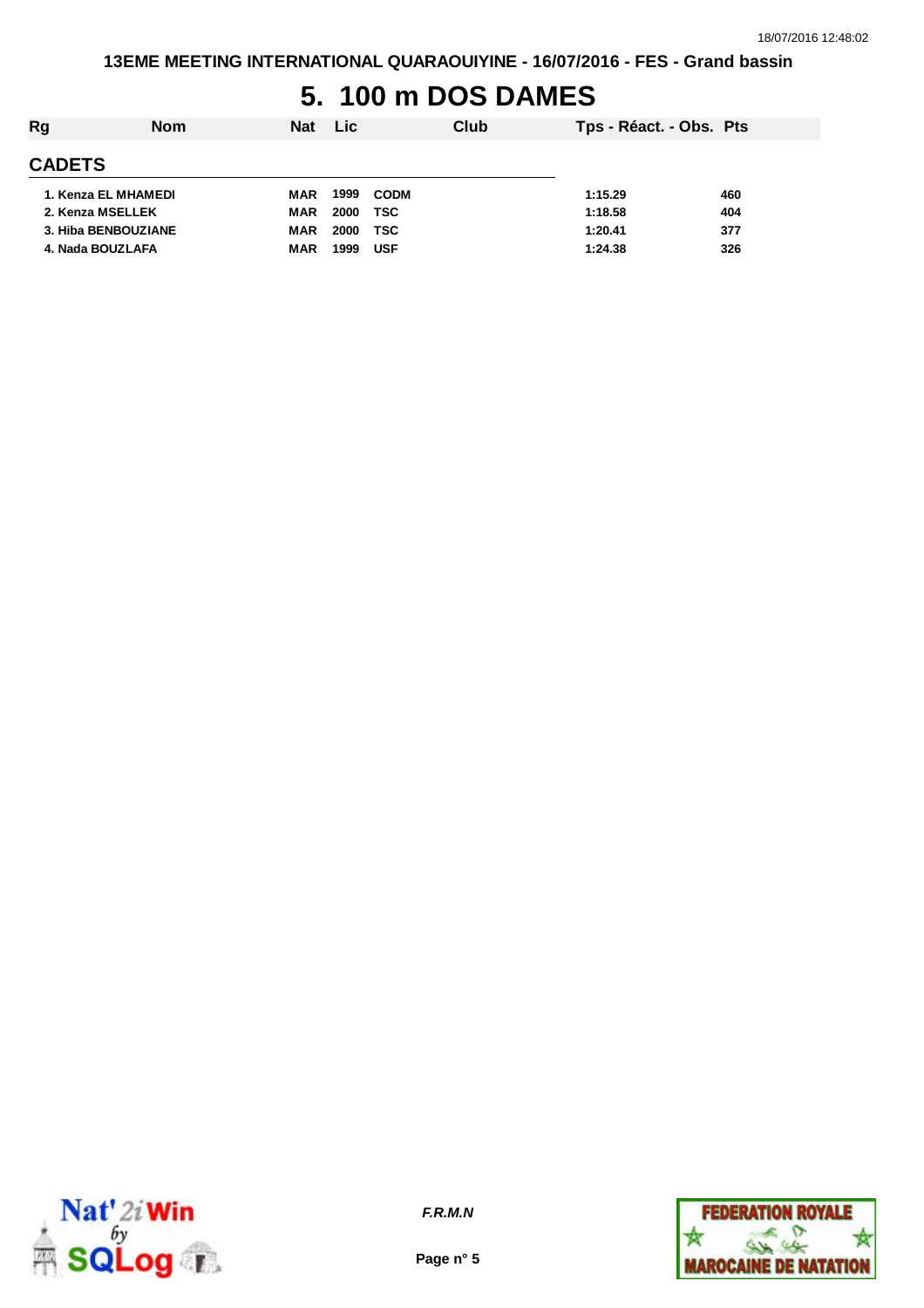# 5. 100 m DOS DAMES

| Rg | Nom | Nat | Lic | Club | Tps - Réact. - Obs. | Pts |
|---|---|---|---|---|---|---|
| **CADETS** | | | | | | |
| 1. | Kenza EL MHAMEDI | MAR | 1999 | CODM | 1:15.29 | 460 |
| 2. | Kenza MSELLEK | MAR | 2000 | TSC | 1:18.58 | 404 |
| 3. | Hiba BENBOUZIANE | MAR | 2000 | TSC | 1:20.41 | 377 |
| 4. | Nada BOUZLAFA | MAR | 1999 | USF | 1:24.38 | 326 |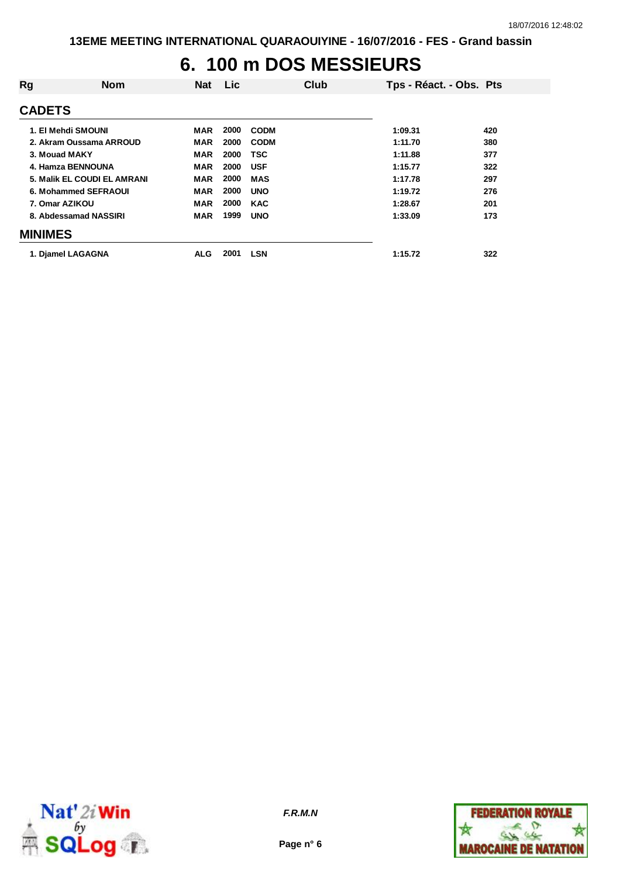# 6. 100 m DOS MESSIEURS

| Rg | Nom | Nat | Lic | Club | Tps - Réact. - Obs. | Pts |
|---|---|---|---|---|---|---|
| **CADETS** | | | | | | |
| 1. | El Mehdi SMOUNI | MAR | 2000 | CODM | 1:09.31 | 420 |
| 2. | Akram Oussama ARROUD | MAR | 2000 | CODM | 1:11.70 | 380 |
| 3. | Mouad MAKY | MAR | 2000 | TSC | 1:11.88 | 377 |
| 4. | Hamza BENNOUNA | MAR | 2000 | USF | 1:15.77 | 322 |
| 5. | Malik EL COUDI EL AMRANI | MAR | 2000 | MAS | 1:17.78 | 297 |
| 6. | Mohammed SEFRAOUI | MAR | 2000 | UNO | 1:19.72 | 276 |
| 7. | Omar AZIKOU | MAR | 2000 | KAC | 1:28.67 | 201 |
| 8. | Abdessamad NASSIRI | MAR | 1999 | UNO | 1:33.09 | 173 |
| **MINIMES** | | | | | | |
| 1. | Djamel LAGAGNA | ALG | 2001 | LSN | 1:15.72 | 322 |

*F.R.M.N*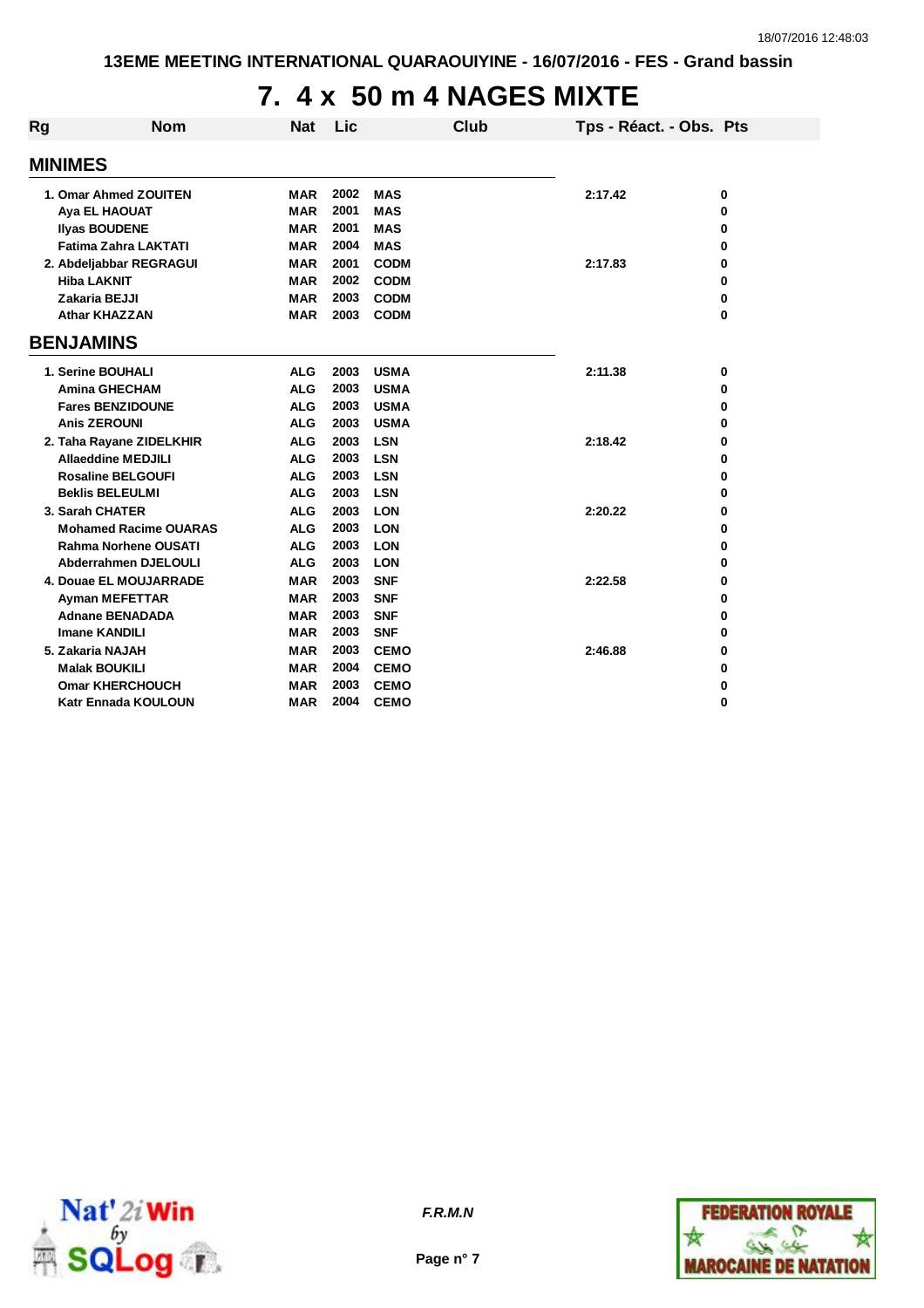13EME MEETING INTERNATIONAL QUARAOUIYINE - 16/07/2016 - FES - Grand bassin

# 7. 4 x 50 m 4 NAGES MIXTE

| Rg | Nom | Nat | Lic | Club | Tps - Réact. - Obs. | Pts |
|---|---|---|---|---|---|---|
| **MINIMES** | | | | | | |
| 1. | Omar Ahmed ZOUITEN | MAR | 2002 | MAS | 2:17.42 | 0 |
| | Aya EL HAOUAT | MAR | 2001 | MAS | | 0 |
| | Ilyas BOUDENE | MAR | 2001 | MAS | | 0 |
| | Fatima Zahra LAKTATI | MAR | 2004 | MAS | | 0 |
| 2. | Abdeljabbar REGRAGUI | MAR | 2001 | CODM | 2:17.83 | 0 |
| | Hiba LAKNIT | MAR | 2002 | CODM | | 0 |
| | Zakaria BEJJI | MAR | 2003 | CODM | | 0 |
| | Athar KHAZZAN | MAR | 2003 | CODM | | 0 |
| **BENJAMINS** | | | | | | |
| 1. | Serine BOUHALI | ALG | 2003 | USMA | 2:11.38 | 0 |
| | Amina GHECHAM | ALG | 2003 | USMA | | 0 |
| | Fares BENZIDOUNE | ALG | 2003 | USMA | | 0 |
| | Anis ZEROUNI | ALG | 2003 | USMA | | 0 |
| 2. | Taha Rayane ZIDELKHIR | ALG | 2003 | LSN | 2:18.42 | 0 |
| | Allaeddine MEDJILI | ALG | 2003 | LSN | | 0 |
| | Rosaline BELGOUFI | ALG | 2003 | LSN | | 0 |
| | Beklis BELEULMI | ALG | 2003 | LSN | | 0 |
| 3. | Sarah CHATER | ALG | 2003 | LON | 2:20.22 | 0 |
| | Mohamed Racime OUARAS | ALG | 2003 | LON | | 0 |
| | Rahma Norhene OUSATI | ALG | 2003 | LON | | 0 |
| | Abderrahmen DJELOULI | ALG | 2003 | LON | | 0 |
| 4. | Douae EL MOUJARRADE | MAR | 2003 | SNF | 2:22.58 | 0 |
| | Ayman MEFETTAR | MAR | 2003 | SNF | | 0 |
| | Adnane BENADADA | MAR | 2003 | SNF | | 0 |
| | Imane KANDILI | MAR | 2003 | SNF | | 0 |
| 5. | Zakaria NAJAH | MAR | 2003 | CEMO | 2:46.88 | 0 |
| | Malak BOUKILI | MAR | 2004 | CEMO | | 0 |
| | Omar KHERCHOUCH | MAR | 2003 | CEMO | | 0 |
| | Katr Ennada KOULOUN | MAR | 2004 | CEMO | | 0 |

*F.R.M.N*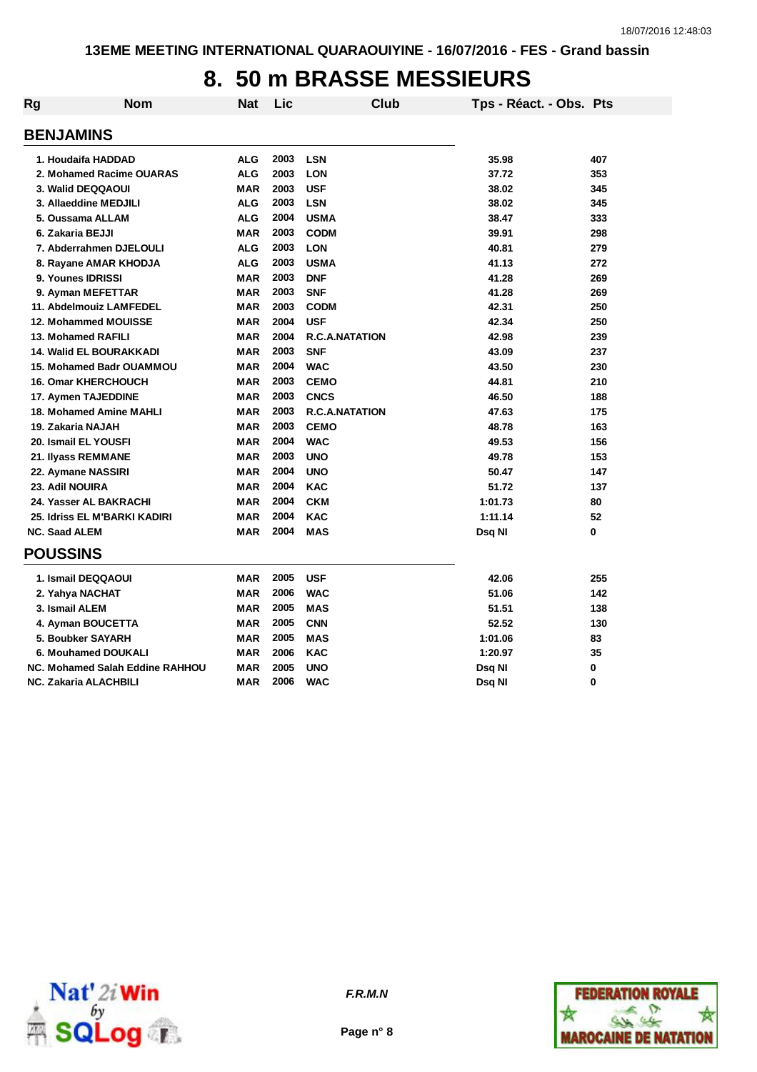13EME MEETING INTERNATIONAL QUARAOUIYINE - 16/07/2016 - FES - Grand bassin

# 8. 50 m BRASSE MESSIEURS

| Rg | Nom | Nat | Lic | Club | Tps - Réact. - Obs. | Pts |
|---|---|---|---|---|---|---|
| **BENJAMINS** | | | | | | |
| 1. | Houdaifa HADDAD | ALG | 2003 | LSN | 35.98 | 407 |
| 2. | Mohamed Racime OUARAS | ALG | 2003 | LON | 37.72 | 353 |
| 3. | Walid DEQQAOUI | MAR | 2003 | USF | 38.02 | 345 |
| 3. | Allaeddine MEDJILI | ALG | 2003 | LSN | 38.02 | 345 |
| 5. | Oussama ALLAM | ALG | 2004 | USMA | 38.47 | 333 |
| 6. | Zakaria BEJJI | MAR | 2003 | CODM | 39.91 | 298 |
| 7. | Abderrahmen DJELOULI | ALG | 2003 | LON | 40.81 | 279 |
| 8. | Rayane AMAR KHODJA | ALG | 2003 | USMA | 41.13 | 272 |
| 9. | Younes IDRISSI | MAR | 2003 | DNF | 41.28 | 269 |
| 9. | Ayman MEFETTAR | MAR | 2003 | SNF | 41.28 | 269 |
| 11. | Abdelmouiz LAMFEDEL | MAR | 2003 | CODM | 42.31 | 250 |
| 12. | Mohammed MOUISSE | MAR | 2004 | USF | 42.34 | 250 |
| 13. | Mohamed RAFILI | MAR | 2004 | R.C.A.NATATION | 42.98 | 239 |
| 14. | Walid EL BOURAKKADI | MAR | 2003 | SNF | 43.09 | 237 |
| 15. | Mohamed Badr OUAMMOU | MAR | 2004 | WAC | 43.50 | 230 |
| 16. | Omar KHERCHOUCH | MAR | 2003 | CEMO | 44.81 | 210 |
| 17. | Aymen TAJEDDINE | MAR | 2003 | CNCS | 46.50 | 188 |
| 18. | Mohamed Amine MAHLI | MAR | 2003 | R.C.A.NATATION | 47.63 | 175 |
| 19. | Zakaria NAJAH | MAR | 2003 | CEMO | 48.78 | 163 |
| 20. | Ismail EL YOUSFI | MAR | 2004 | WAC | 49.53 | 156 |
| 21. | Ilyass REMMANE | MAR | 2003 | UNO | 49.78 | 153 |
| 22. | Aymane NASSIRI | MAR | 2004 | UNO | 50.47 | 147 |
| 23. | Adil NOUIRA | MAR | 2004 | KAC | 51.72 | 137 |
| 24. | Yasser AL BAKRACHI | MAR | 2004 | CKM | 1:01.73 | 80 |
| 25. | Idriss EL M'BARKI KADIRI | MAR | 2004 | KAC | 1:11.14 | 52 |
| NC. | Saad ALEM | MAR | 2004 | MAS | Dsq NI | 0 |
| **POUSSINS** | | | | | | |
| 1. | Ismail DEQQAOUI | MAR | 2005 | USF | 42.06 | 255 |
| 2. | Yahya NACHAT | MAR | 2006 | WAC | 51.06 | 142 |
| 3. | Ismail ALEM | MAR | 2005 | MAS | 51.51 | 138 |
| 4. | Ayman BOUCETTA | MAR | 2005 | CNN | 52.52 | 130 |
| 5. | Boubker SAYARH | MAR | 2005 | MAS | 1:01.06 | 83 |
| 6. | Mouhamed DOUKALI | MAR | 2006 | KAC | 1:20.97 | 35 |
| NC. | Mohamed Salah Eddine RAHHOU | MAR | 2005 | UNO | Dsq NI | 0 |
| NC. | Zakaria ALACHBILI | MAR | 2006 | WAC | Dsq NI | 0 |

*F.R.M.N*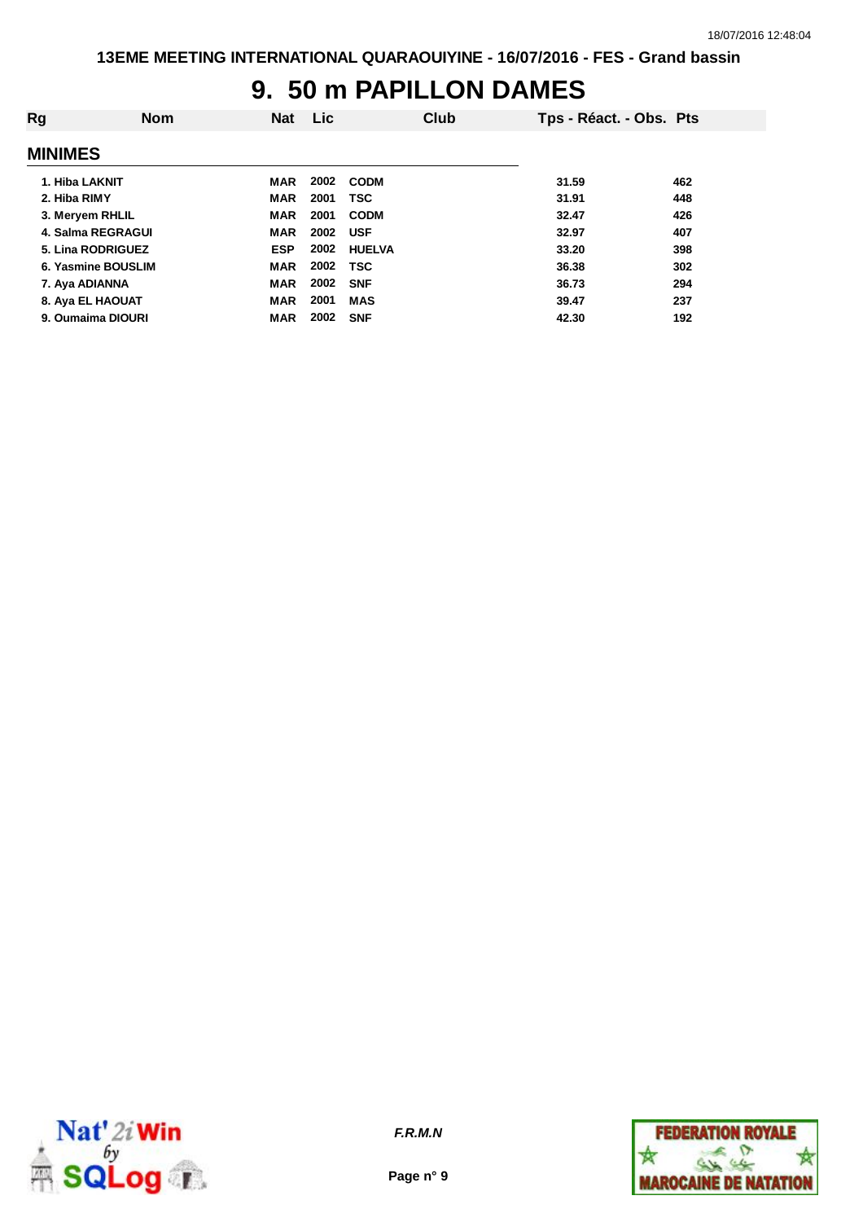# 9. 50 m PAPILLON DAMES

| Rg | Nom | Nat | Lic | Club | Tps - Réact. - Obs. | Pts |
|---|---|---|---|---|---|---|

## MINIMES

| Rg | Nom | Nat | Lic | Club | Tps - Réact. - Obs. | Pts |
|---|---|---|---|---|---|---|
| 1. | Hiba LAKNIT | MAR | 2002 | CODM | 31.59 | 462 |
| 2. | Hiba RIMY | MAR | 2001 | TSC | 31.91 | 448 |
| 3. | Meryem RHLIL | MAR | 2001 | CODM | 32.47 | 426 |
| 4. | Salma REGRAGUI | MAR | 2002 | USF | 32.97 | 407 |
| 5. | Lina RODRIGUEZ | ESP | 2002 | HUELVA | 33.20 | 398 |
| 6. | Yasmine BOUSLIM | MAR | 2002 | TSC | 36.38 | 302 |
| 7. | Aya ADIANNA | MAR | 2002 | SNF | 36.73 | 294 |
| 8. | Aya EL HAOUAT | MAR | 2001 | MAS | 39.47 | 237 |
| 9. | Oumaima DIOURI | MAR | 2002 | SNF | 42.30 | 192 |

*F.R.M.N*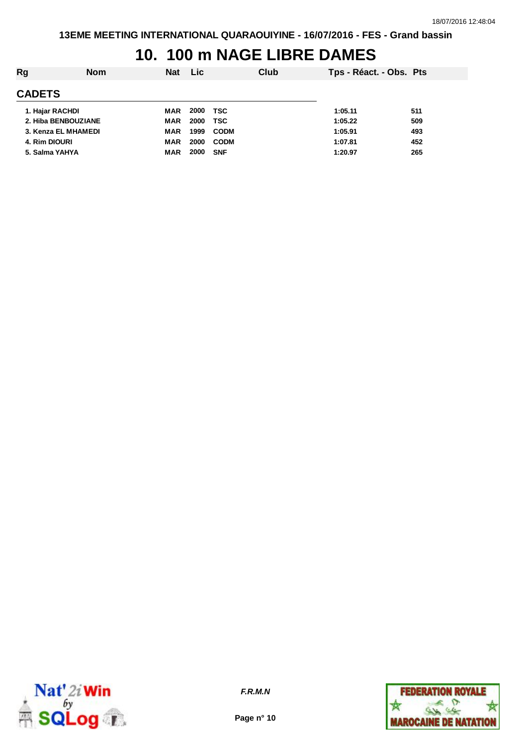# 10. 100 m NAGE LIBRE DAMES

| Rg | Nom | Nat | Lic | Club | Tps - Réact. - Obs. | Pts |
|---|---|---|---|---|---|---|
| **CADETS** | | | | | | |
| 1. | Hajar RACHDI | MAR | 2000 | TSC | 1:05.11 | 511 |
| 2. | Hiba BENBOUZIANE | MAR | 2000 | TSC | 1:05.22 | 509 |
| 3. | Kenza EL MHAMEDI | MAR | 1999 | CODM | 1:05.91 | 493 |
| 4. | Rim DIOURI | MAR | 2000 | CODM | 1:07.81 | 452 |
| 5. | Salma YAHYA | MAR | 2000 | SNF | 1:20.97 | 265 |

*F.R.M.N*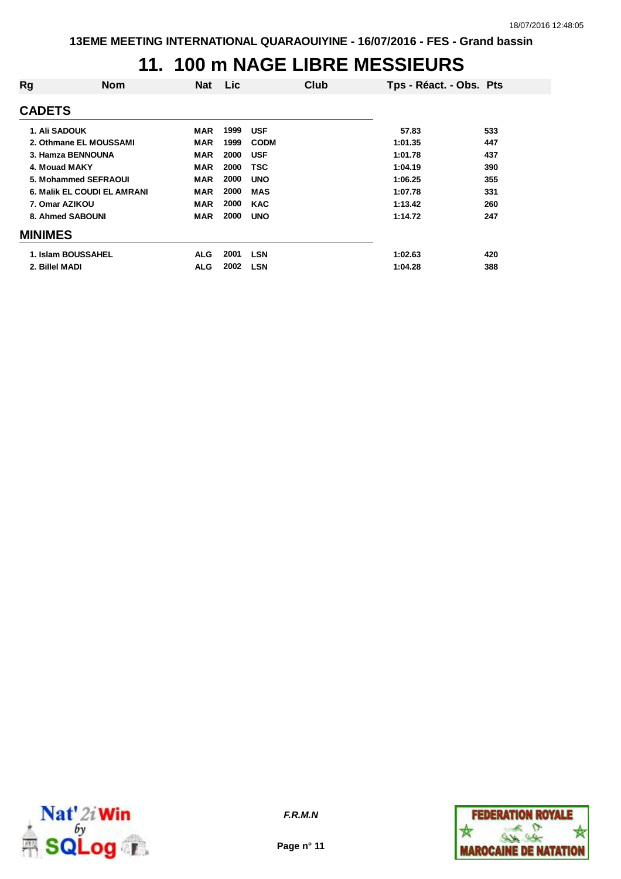# 11. 100 m NAGE LIBRE MESSIEURS

| Rg | Nom | Nat | Lic | Club | Tps - Réact. - Obs. | Pts |
|---|---|---|---|---|---|---|
| **CADETS** | | | | | | |
| 1. | Ali SADOUK | MAR | 1999 | USF | 57.83 | 533 |
| 2. | Othmane EL MOUSSAMI | MAR | 1999 | CODM | 1:01.35 | 447 |
| 3. | Hamza BENNOUNA | MAR | 2000 | USF | 1:01.78 | 437 |
| 4. | Mouad MAKY | MAR | 2000 | TSC | 1:04.19 | 390 |
| 5. | Mohammed SEFRAOUI | MAR | 2000 | UNO | 1:06.25 | 355 |
| 6. | Malik EL COUDI EL AMRANI | MAR | 2000 | MAS | 1:07.78 | 331 |
| 7. | Omar AZIKOU | MAR | 2000 | KAC | 1:13.42 | 260 |
| 8. | Ahmed SABOUNI | MAR | 2000 | UNO | 1:14.72 | 247 |
| **MINIMES** | | | | | | |
| 1. | Islam BOUSSAHEL | ALG | 2001 | LSN | 1:02.63 | 420 |
| 2. | Billel MADI | ALG | 2002 | LSN | 1:04.28 | 388 |

*F.R.M.N*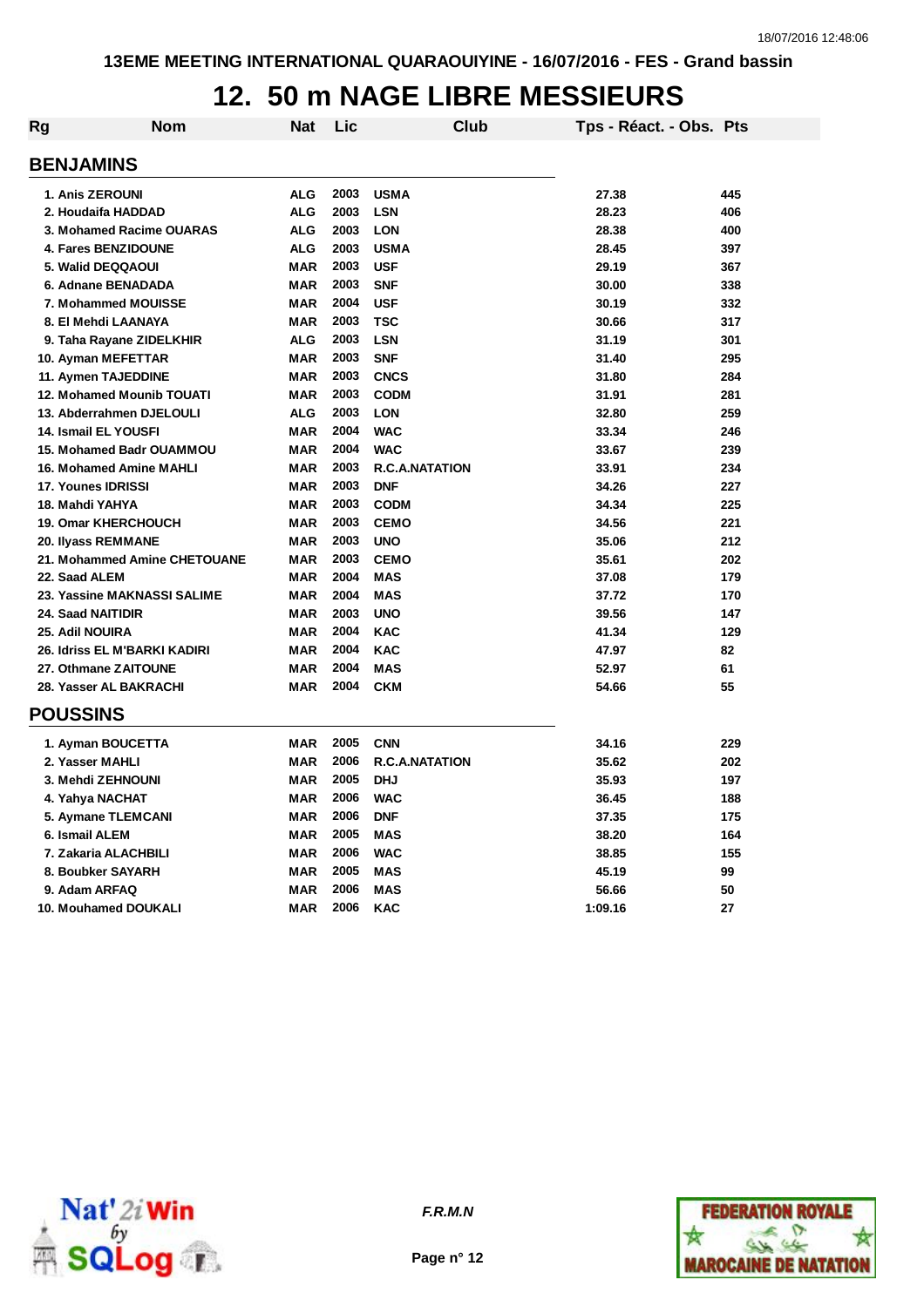# 12. 50 m NAGE LIBRE MESSIEURS

| Rg | Nom | Nat | Lic | Club | Tps - Réact. - Obs. | Pts |
|---|---|---|---|---|---|---|

## BENJAMINS

| Rg | Nom | Nat | Lic | Club | Tps - Réact. - Obs. | Pts |
|---|---|---|---|---|---|---|
| 1. | Anis ZEROUNI | ALG | 2003 | USMA | 27.38 | 445 |
| 2. | Houdaifa HADDAD | ALG | 2003 | LSN | 28.23 | 406 |
| 3. | Mohamed Racime OUARAS | ALG | 2003 | LON | 28.38 | 400 |
| 4. | Fares BENZIDOUNE | ALG | 2003 | USMA | 28.45 | 397 |
| 5. | Walid DEQQAOUI | MAR | 2003 | USF | 29.19 | 367 |
| 6. | Adnane BENADADA | MAR | 2003 | SNF | 30.00 | 338 |
| 7. | Mohammed MOUISSE | MAR | 2004 | USF | 30.19 | 332 |
| 8. | El Mehdi LAANAYA | MAR | 2003 | TSC | 30.66 | 317 |
| 9. | Taha Rayane ZIDELKHIR | ALG | 2003 | LSN | 31.19 | 301 |
| 10. | Ayman MEFETTAR | MAR | 2003 | SNF | 31.40 | 295 |
| 11. | Aymen TAJEDDINE | MAR | 2003 | CNCS | 31.80 | 284 |
| 12. | Mohamed Mounib TOUATI | MAR | 2003 | CODM | 31.91 | 281 |
| 13. | Abderrahmen DJELOULI | ALG | 2003 | LON | 32.80 | 259 |
| 14. | Ismail EL YOUSFI | MAR | 2004 | WAC | 33.34 | 246 |
| 15. | Mohamed Badr OUAMMOU | MAR | 2004 | WAC | 33.67 | 239 |
| 16. | Mohamed Amine MAHLI | MAR | 2003 | R.C.A.NATATION | 33.91 | 234 |
| 17. | Younes IDRISSI | MAR | 2003 | DNF | 34.26 | 227 |
| 18. | Mahdi YAHYA | MAR | 2003 | CODM | 34.34 | 225 |
| 19. | Omar KHERCHOUCH | MAR | 2003 | CEMO | 34.56 | 221 |
| 20. | Ilyass REMMANE | MAR | 2003 | UNO | 35.06 | 212 |
| 21. | Mohammed Amine CHETOUANE | MAR | 2003 | CEMO | 35.61 | 202 |
| 22. | Saad ALEM | MAR | 2004 | MAS | 37.08 | 179 |
| 23. | Yassine MAKNASSI SALIME | MAR | 2004 | MAS | 37.72 | 170 |
| 24. | Saad NAITIDIR | MAR | 2003 | UNO | 39.56 | 147 |
| 25. | Adil NOUIRA | MAR | 2004 | KAC | 41.34 | 129 |
| 26. | Idriss EL M'BARKI KADIRI | MAR | 2004 | KAC | 47.97 | 82 |
| 27. | Othmane ZAITOUNE | MAR | 2004 | MAS | 52.97 | 61 |
| 28. | Yasser AL BAKRACHI | MAR | 2004 | CKM | 54.66 | 55 |

## POUSSINS

| Rg | Nom | Nat | Lic | Club | Tps - Réact. - Obs. | Pts |
|---|---|---|---|---|---|---|
| 1. | Ayman BOUCETTA | MAR | 2005 | CNN | 34.16 | 229 |
| 2. | Yasser MAHLI | MAR | 2006 | R.C.A.NATATION | 35.62 | 202 |
| 3. | Mehdi ZEHNOUNI | MAR | 2005 | DHJ | 35.93 | 197 |
| 4. | Yahya NACHAT | MAR | 2006 | WAC | 36.45 | 188 |
| 5. | Aymane TLEMCANI | MAR | 2006 | DNF | 37.35 | 175 |
| 6. | Ismail ALEM | MAR | 2005 | MAS | 38.20 | 164 |
| 7. | Zakaria ALACHBILI | MAR | 2006 | WAC | 38.85 | 155 |
| 8. | Boubker SAYARH | MAR | 2005 | MAS | 45.19 | 99 |
| 9. | Adam ARFAQ | MAR | 2006 | MAS | 56.66 | 50 |
| 10. | Mouhamed DOUKALI | MAR | 2006 | KAC | 1:09.16 | 27 |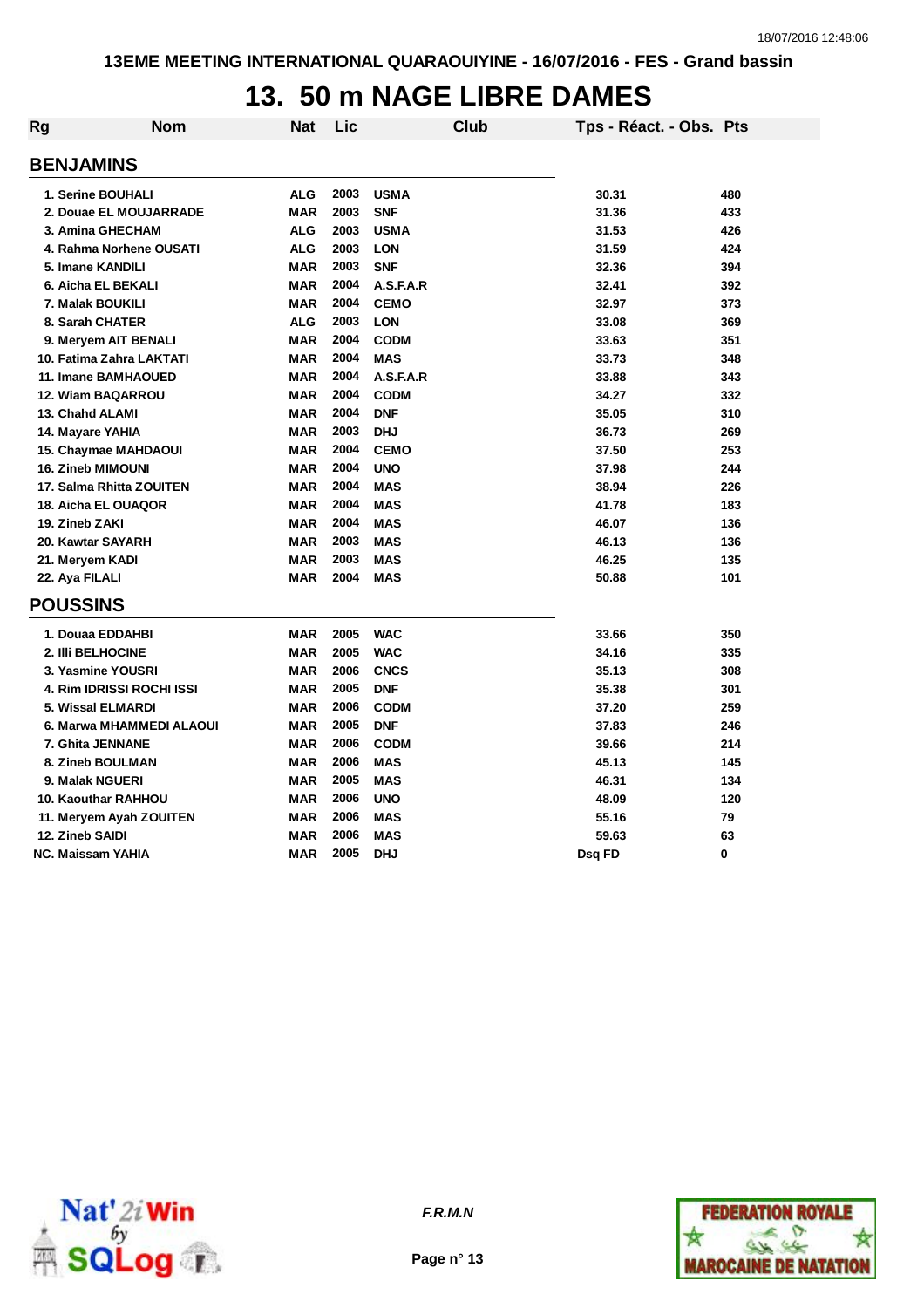# 13. 50 m NAGE LIBRE DAMES

| Rg | Nom | Nat | Lic | Club | Tps - Réact. - Obs. | Pts |
|---|---|---|---|---|---|---|
| **BENJAMINS** | | | | | | |
| 1. | Serine BOUHALI | ALG | 2003 | USMA | 30.31 | 480 |
| 2. | Douae EL MOUJARRADE | MAR | 2003 | SNF | 31.36 | 433 |
| 3. | Amina GHECHAM | ALG | 2003 | USMA | 31.53 | 426 |
| 4. | Rahma Norhene OUSATI | ALG | 2003 | LON | 31.59 | 424 |
| 5. | Imane KANDILI | MAR | 2003 | SNF | 32.36 | 394 |
| 6. | Aicha EL BEKALI | MAR | 2004 | A.S.F.A.R | 32.41 | 392 |
| 7. | Malak BOUKILI | MAR | 2004 | CEMO | 32.97 | 373 |
| 8. | Sarah CHATER | ALG | 2003 | LON | 33.08 | 369 |
| 9. | Meryem AIT BENALI | MAR | 2004 | CODM | 33.63 | 351 |
| 10. | Fatima Zahra LAKTATI | MAR | 2004 | MAS | 33.73 | 348 |
| 11. | Imane BAMHAOUED | MAR | 2004 | A.S.F.A.R | 33.88 | 343 |
| 12. | Wiam BAQARROU | MAR | 2004 | CODM | 34.27 | 332 |
| 13. | Chahd ALAMI | MAR | 2004 | DNF | 35.05 | 310 |
| 14. | Mayare YAHIA | MAR | 2003 | DHJ | 36.73 | 269 |
| 15. | Chaymae MAHDAOUI | MAR | 2004 | CEMO | 37.50 | 253 |
| 16. | Zineb MIMOUNI | MAR | 2004 | UNO | 37.98 | 244 |
| 17. | Salma Rhitta ZOUITEN | MAR | 2004 | MAS | 38.94 | 226 |
| 18. | Aicha EL OUAQOR | MAR | 2004 | MAS | 41.78 | 183 |
| 19. | Zineb ZAKI | MAR | 2004 | MAS | 46.07 | 136 |
| 20. | Kawtar SAYARH | MAR | 2003 | MAS | 46.13 | 136 |
| 21. | Meryem KADI | MAR | 2003 | MAS | 46.25 | 135 |
| 22. | Aya FILALI | MAR | 2004 | MAS | 50.88 | 101 |
| **POUSSINS** | | | | | | |
| 1. | Douaa EDDAHBI | MAR | 2005 | WAC | 33.66 | 350 |
| 2. | Illi BELHOCINE | MAR | 2005 | WAC | 34.16 | 335 |
| 3. | Yasmine YOUSRI | MAR | 2006 | CNCS | 35.13 | 308 |
| 4. | Rim IDRISSI ROCHI ISSI | MAR | 2005 | DNF | 35.38 | 301 |
| 5. | Wissal ELMARDI | MAR | 2006 | CODM | 37.20 | 259 |
| 6. | Marwa MHAMMEDI ALAOUI | MAR | 2005 | DNF | 37.83 | 246 |
| 7. | Ghita JENNANE | MAR | 2006 | CODM | 39.66 | 214 |
| 8. | Zineb BOULMAN | MAR | 2006 | MAS | 45.13 | 145 |
| 9. | Malak NGUERI | MAR | 2005 | MAS | 46.31 | 134 |
| 10. | Kaouthar RAHHOU | MAR | 2006 | UNO | 48.09 | 120 |
| 11. | Meryem Ayah ZOUITEN | MAR | 2006 | MAS | 55.16 | 79 |
| 12. | Zineb SAIDI | MAR | 2006 | MAS | 59.63 | 63 |
| NC. | Maissam YAHIA | MAR | 2005 | DHJ | Dsq FD | 0 |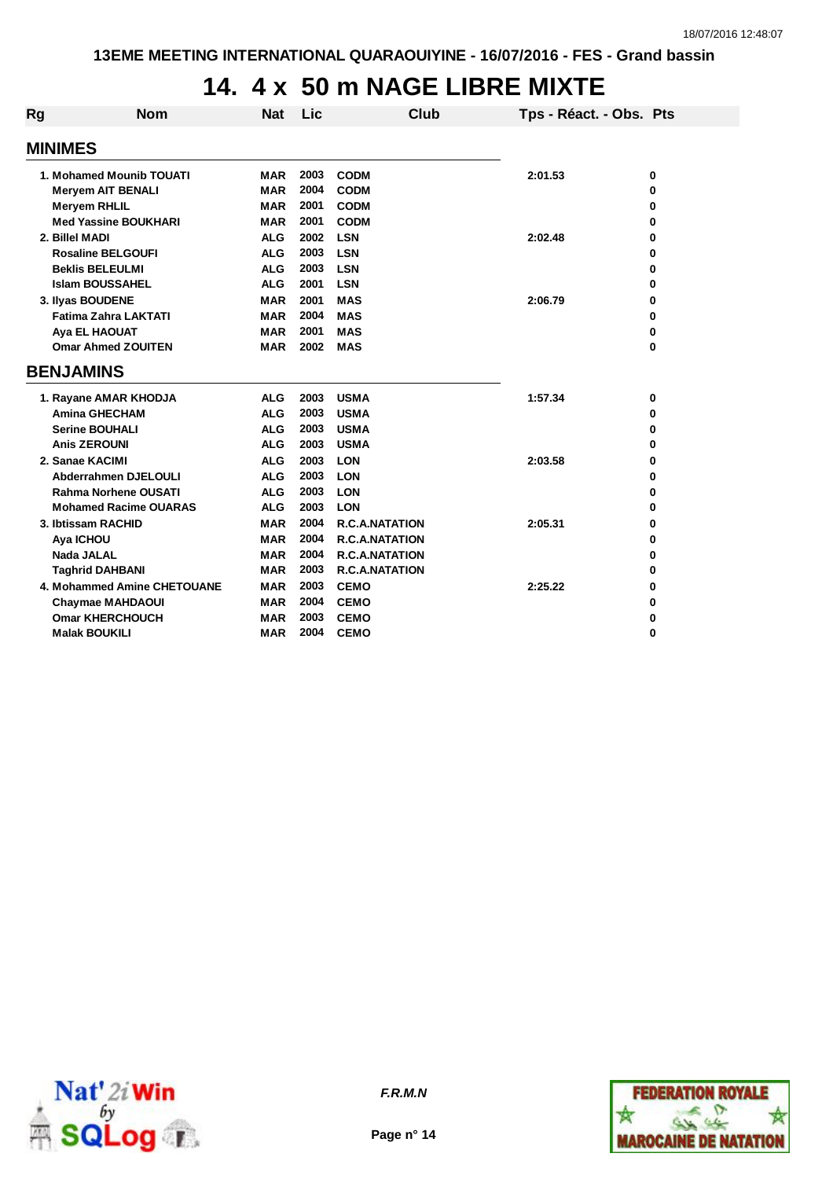# 14. 4 x 50 m NAGE LIBRE MIXTE

13EME MEETING INTERNATIONAL QUARAOUIYINE - 16/07/2016 - FES - Grand bassin

| Rg | Nom | Nat | Lic | Club | Tps - Réact. - Obs. | Pts |
|---|---|---|---|---|---|---|
| **MINIMES** | | | | | | |
| 1. | Mohamed Mounib TOUATI | MAR | 2003 | CODM | 2:01.53 | 0 |
| | Meryem AIT BENALI | MAR | 2004 | CODM | | 0 |
| | Meryem RHLIL | MAR | 2001 | CODM | | 0 |
| | Med Yassine BOUKHARI | MAR | 2001 | CODM | | 0 |
| 2. | Billel MADI | ALG | 2002 | LSN | 2:02.48 | 0 |
| | Rosaline BELGOUFI | ALG | 2003 | LSN | | 0 |
| | Beklis BELEULMI | ALG | 2003 | LSN | | 0 |
| | Islam BOUSSAHEL | ALG | 2001 | LSN | | 0 |
| 3. | Ilyas BOUDENE | MAR | 2001 | MAS | 2:06.79 | 0 |
| | Fatima Zahra LAKTATI | MAR | 2004 | MAS | | 0 |
| | Aya EL HAOUAT | MAR | 2001 | MAS | | 0 |
| | Omar Ahmed ZOUITEN | MAR | 2002 | MAS | | 0 |
| **BENJAMINS** | | | | | | |
| 1. | Rayane AMAR KHODJA | ALG | 2003 | USMA | 1:57.34 | 0 |
| | Amina GHECHAM | ALG | 2003 | USMA | | 0 |
| | Serine BOUHALI | ALG | 2003 | USMA | | 0 |
| | Anis ZEROUNI | ALG | 2003 | USMA | | 0 |
| 2. | Sanae KACIMI | ALG | 2003 | LON | 2:03.58 | 0 |
| | Abderrahmen DJELOULI | ALG | 2003 | LON | | 0 |
| | Rahma Norhene OUSATI | ALG | 2003 | LON | | 0 |
| | Mohamed Racime OUARAS | ALG | 2003 | LON | | 0 |
| 3. | Ibtissam RACHID | MAR | 2004 | R.C.A.NATATION | 2:05.31 | 0 |
| | Aya ICHOU | MAR | 2004 | R.C.A.NATATION | | 0 |
| | Nada JALAL | MAR | 2004 | R.C.A.NATATION | | 0 |
| | Taghrid DAHBANI | MAR | 2003 | R.C.A.NATATION | | 0 |
| 4. | Mohammed Amine CHETOUANE | MAR | 2003 | CEMO | 2:25.22 | 0 |
| | Chaymae MAHDAOUI | MAR | 2004 | CEMO | | 0 |
| | Omar KHERCHOUCH | MAR | 2003 | CEMO | | 0 |
| | Malak BOUKILI | MAR | 2004 | CEMO | | 0 |

*F.R.M.N*